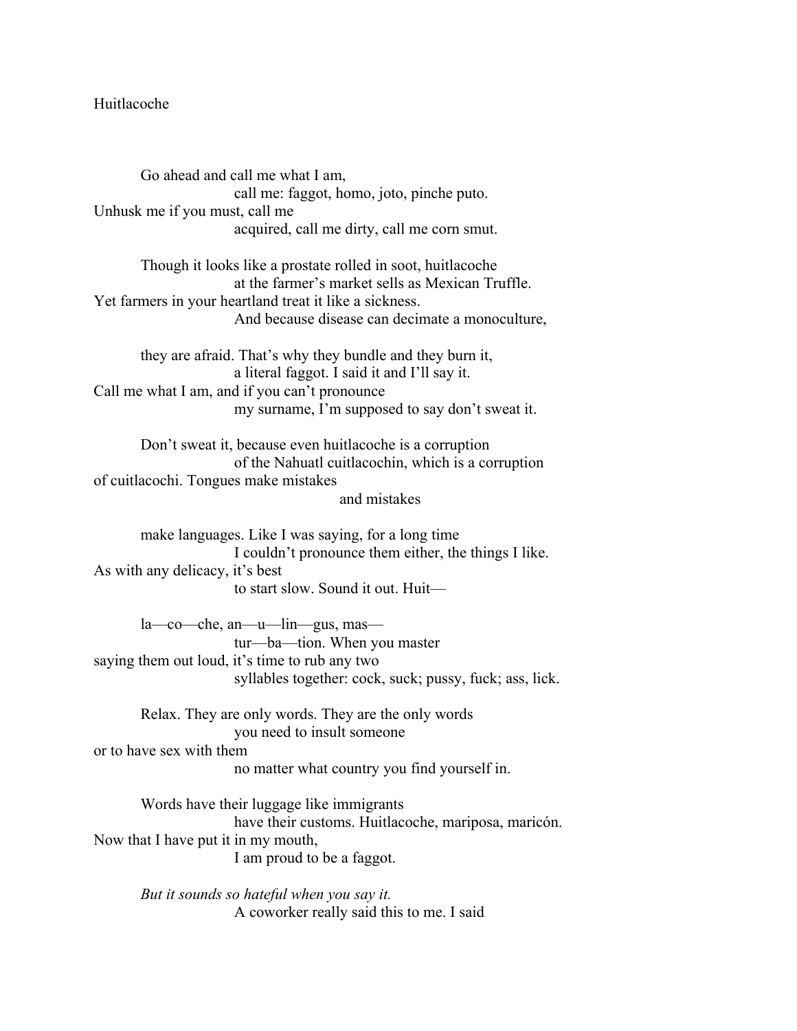# Huitlacoche

Go ahead and call me what I am,
call me: faggot, homo, joto, pinche puto.
Unhusk me if you must, call me
acquired, call me dirty, call me corn smut.

Though it looks like a prostate rolled in soot, huitlacoche
at the farmer's market sells as Mexican Truffle.
Yet farmers in your heartland treat it like a sickness.
And because disease can decimate a monoculture,

they are afraid. That's why they bundle and they burn it,
a literal faggot. I said it and I'll say it.
Call me what I am, and if you can't pronounce
my surname, I'm supposed to say don't sweat it.

Don't sweat it, because even huitlacoche is a corruption
of the Nahuatl cuitlacochin, which is a corruption
of cuitlacochi. Tongues make mistakes
and mistakes

make languages. Like I was saying, for a long time
I couldn't pronounce them either, the things I like.
As with any delicacy, it's best
to start slow. Sound it out. Huit—

la—co—che, an—u—lin—gus, mas—
tur—ba—tion. When you master
saying them out loud, it's time to rub any two
syllables together: cock, suck; pussy, fuck; ass, lick.

Relax. They are only words. They are the only words
you need to insult someone
or to have sex with them
no matter what country you find yourself in.

Words have their luggage like immigrants
have their customs. Huitlacoche, mariposa, maricón.
Now that I have put it in my mouth,
I am proud to be a faggot.

*But it sounds so hateful when you say it.*
A coworker really said this to me. I said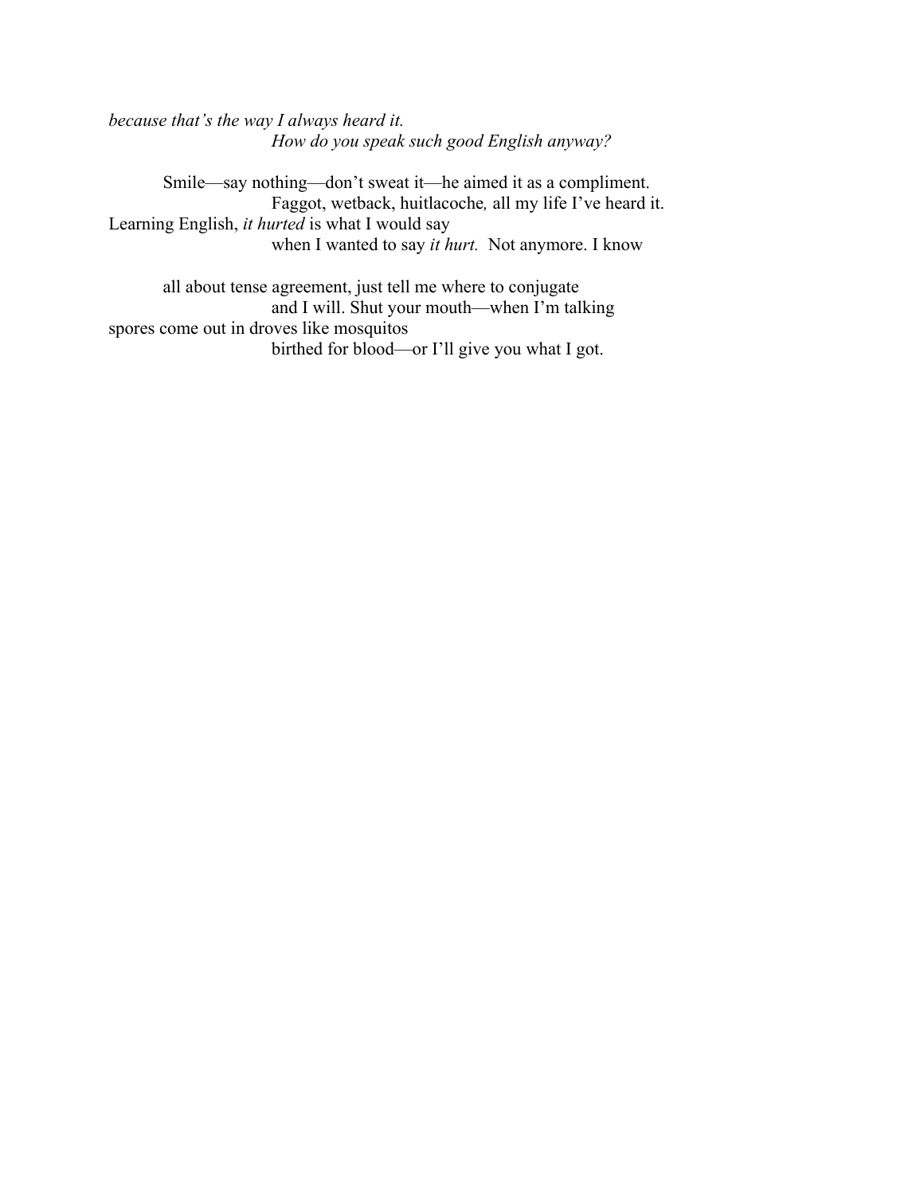*because that's the way I always heard it.*
*How do you speak such good English anyway?*

Smile—say nothing—don't sweat it—he aimed it as a compliment.
Faggot, wetback, huitlacoche*,* all my life I've heard it.
Learning English, *it hurted* is what I would say
when I wanted to say *it hurt.* Not anymore. I know

all about tense agreement, just tell me where to conjugate
and I will. Shut your mouth—when I'm talking
spores come out in droves like mosquitos
birthed for blood—or I'll give you what I got.